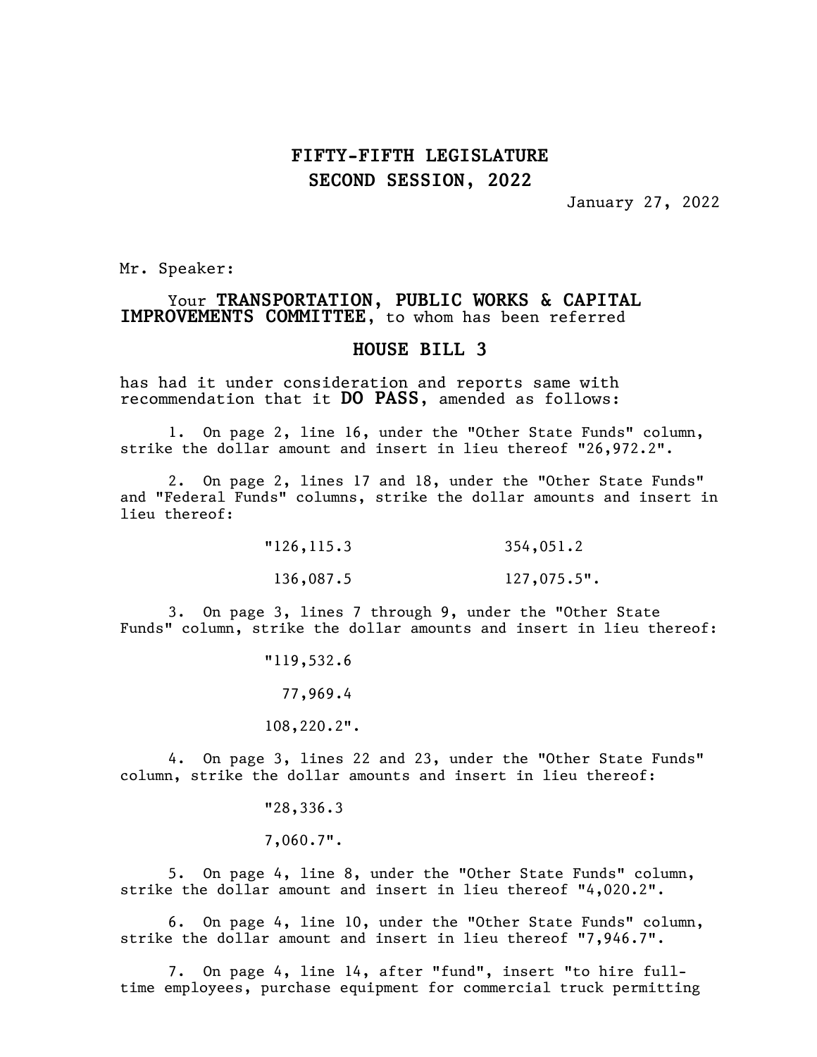**FIFTY-FIFTH LEGISLATURE**
**SECOND SESSION, 2022**

January 27, 2022

Mr. Speaker:

Your **TRANSPORTATION, PUBLIC WORKS & CAPITAL IMPROVEMENTS COMMITTEE**, to whom has been referred

**HOUSE BILL 3**

has had it under consideration and reports same with recommendation that it **DO PASS**, amended as follows:

1. On page 2, line 16, under the "Other State Funds" column, strike the dollar amount and insert in lieu thereof "26,972.2".

2. On page 2, lines 17 and 18, under the "Other State Funds" and "Federal Funds" columns, strike the dollar amounts and insert in lieu thereof:

"126,115.3    354,051.2

136,087.5    127,075.5".

3. On page 3, lines 7 through 9, under the "Other State Funds" column, strike the dollar amounts and insert in lieu thereof:

"119,532.6

77,969.4

108,220.2".

4. On page 3, lines 22 and 23, under the "Other State Funds" column, strike the dollar amounts and insert in lieu thereof:

"28,336.3

7,060.7".

5. On page 4, line 8, under the "Other State Funds" column, strike the dollar amount and insert in lieu thereof "4,020.2".

6. On page 4, line 10, under the "Other State Funds" column, strike the dollar amount and insert in lieu thereof "7,946.7".

7. On page 4, line 14, after "fund", insert "to hire full-time employees, purchase equipment for commercial truck permitting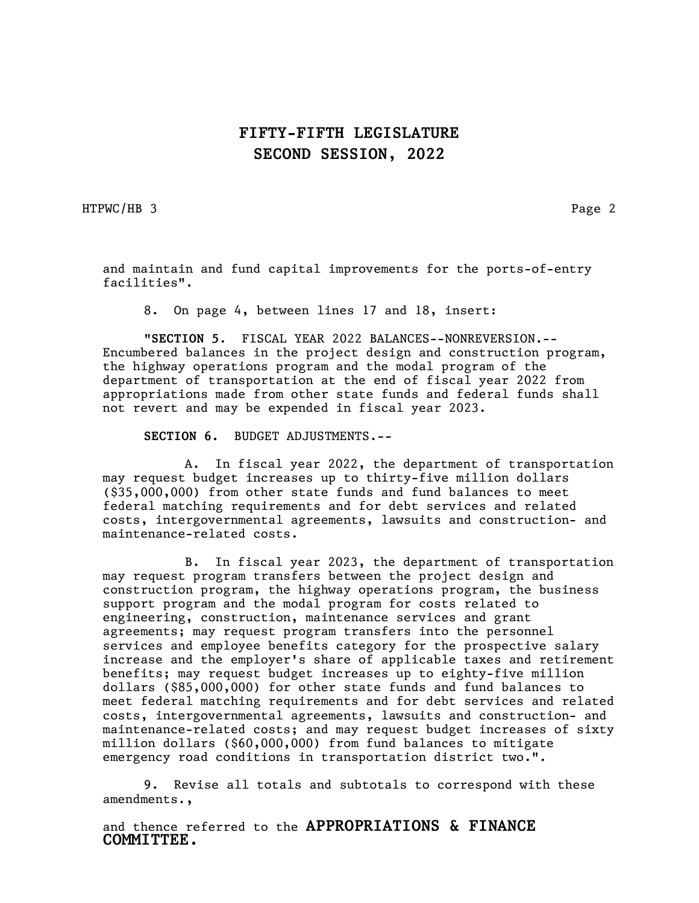and maintain and fund capital improvements for the ports-of-entry facilities".

8. On page 4, between lines 17 and 18, insert:

"**SECTION 5.** FISCAL YEAR 2022 BALANCES--NONREVERSION.--Encumbered balances in the project design and construction program, the highway operations program and the modal program of the department of transportation at the end of fiscal year 2022 from appropriations made from other state funds and federal funds shall not revert and may be expended in fiscal year 2023.

**SECTION 6.** BUDGET ADJUSTMENTS.--

A. In fiscal year 2022, the department of transportation may request budget increases up to thirty-five million dollars ($35,000,000) from other state funds and fund balances to meet federal matching requirements and for debt services and related costs, intergovernmental agreements, lawsuits and construction- and maintenance-related costs.

B. In fiscal year 2023, the department of transportation may request program transfers between the project design and construction program, the highway operations program, the business support program and the modal program for costs related to engineering, construction, maintenance services and grant agreements; may request program transfers into the personnel services and employee benefits category for the prospective salary increase and the employer's share of applicable taxes and retirement benefits; may request budget increases up to eighty-five million dollars ($85,000,000) for other state funds and fund balances to meet federal matching requirements and for debt services and related costs, intergovernmental agreements, lawsuits and construction- and maintenance-related costs; and may request budget increases of sixty million dollars ($60,000,000) from fund balances to mitigate emergency road conditions in transportation district two.".

9. Revise all totals and subtotals to correspond with these amendments.,

and thence referred to the **APPROPRIATIONS & FINANCE COMMITTEE.**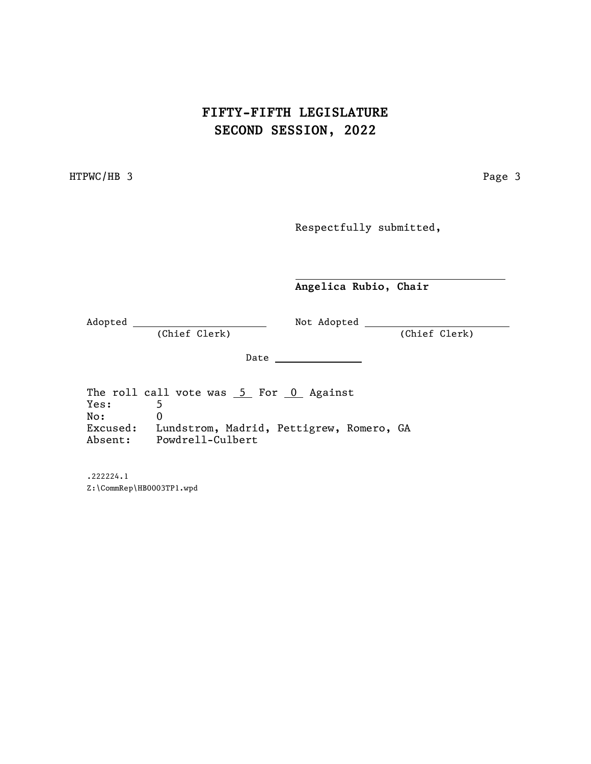# FIFTY-FIFTH LEGISLATURE
# SECOND SESSION, 2022

HTPWC/HB 3

Respectfully submitted,

\_\_\_\_\_\_\_\_\_\_\_\_\_\_\_\_\_\_\_\_\_\_\_\_\_\_\_\_\_\_\_\_\_\_

**Angelica Rubio, Chair**

Adopted \_\_\_\_\_\_\_\_\_\_\_\_\_\_\_\_\_\_\_\_\_\_\_\_ (Chief Clerk)

Not Adopted \_\_\_\_\_\_\_\_\_\_\_\_\_\_\_\_\_\_\_\_\_\_\_\_ (Chief Clerk)

Date \_\_\_\_\_\_\_\_\_\_\_\_\_\_\_

The roll call vote was 5 For 0 Against

Yes: 5

No: 0

Excused: Lundstrom, Madrid, Pettigrew, Romero, GA

Absent: Powdrell-Culbert

.222224.1

Z:\CommRep\HB0003TP1.wpd